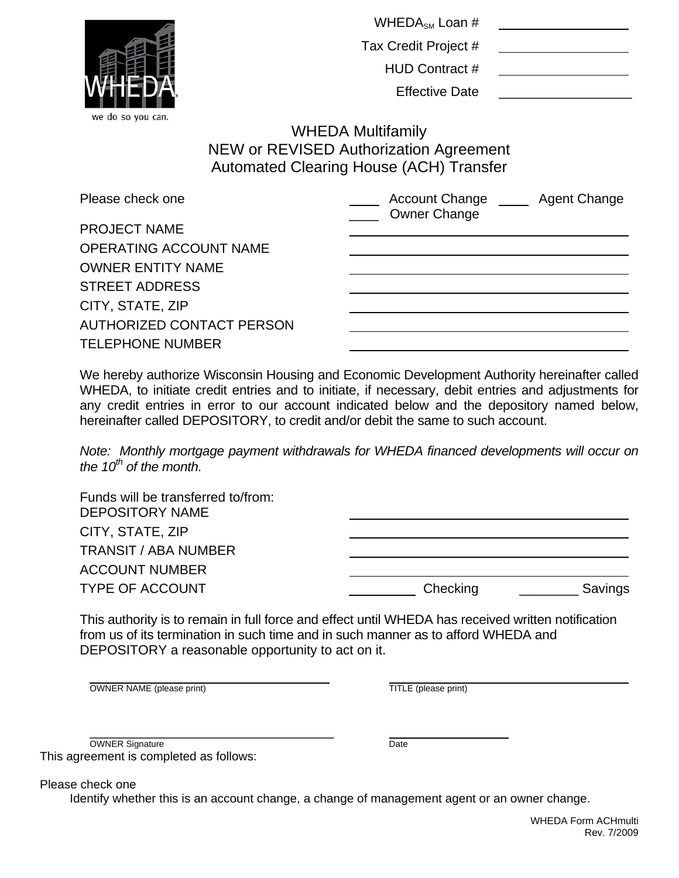WHEDA logo — "we do so you can."

| | |
|---|---|
| WHEDA$_{SM}$ Loan # | ____________ |
| Tax Credit Project # | ____________ |
| HUD Contract # | ____________ |
| Effective Date | ____________ |

# WHEDA Multifamily
# NEW or REVISED Authorization Agreement
# Automated Clearing House (ACH) Transfer

Please check one ____ Account Change ____ Agent Change ____ Owner Change

| | |
|---|---|
| PROJECT NAME | ____________ |
| OPERATING ACCOUNT NAME | ____________ |
| OWNER ENTITY NAME | ____________ |
| STREET ADDRESS | ____________ |
| CITY, STATE, ZIP | ____________ |
| AUTHORIZED CONTACT PERSON | ____________ |
| TELEPHONE NUMBER | ____________ |

We hereby authorize Wisconsin Housing and Economic Development Authority hereinafter called WHEDA, to initiate credit entries and to initiate, if necessary, debit entries and adjustments for any credit entries in error to our account indicated below and the depository named below, hereinafter called DEPOSITORY, to credit and/or debit the same to such account.

*Note: Monthly mortgage payment withdrawals for WHEDA financed developments will occur on the 10th of the month.*

Funds will be transferred to/from:

| | |
|---|---|
| DEPOSITORY NAME | ____________ |
| CITY, STATE, ZIP | ____________ |
| TRANSIT / ABA NUMBER | ____________ |
| ACCOUNT NUMBER | ____________ |
| TYPE OF ACCOUNT | ________ Checking ________ Savings |

This authority is to remain in full force and effect until WHEDA has received written notification from us of its termination in such time and in such manner as to afford WHEDA and DEPOSITORY a reasonable opportunity to act on it.

____________________ ____________________
OWNER NAME (please print) TITLE (please print)

____________________ ____________________
OWNER Signature Date

This agreement is completed as follows:

Please check one

Identify whether this is an account change, a change of management agent or an owner change.

WHEDA Form ACHmulti
Rev. 7/2009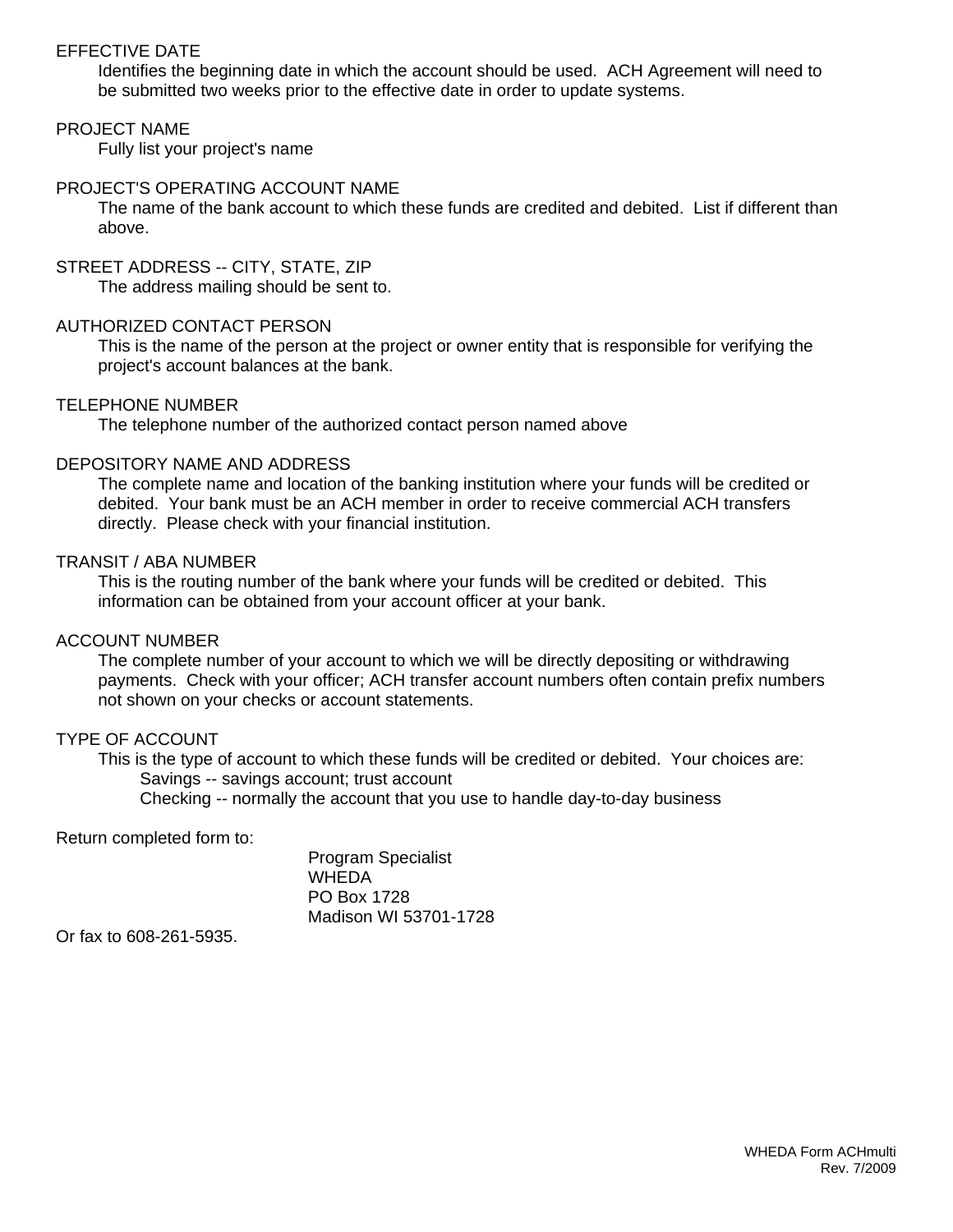EFFECTIVE DATE

Identifies the beginning date in which the account should be used. ACH Agreement will need to be submitted two weeks prior to the effective date in order to update systems.

PROJECT NAME

Fully list your project's name

PROJECT'S OPERATING ACCOUNT NAME

The name of the bank account to which these funds are credited and debited. List if different than above.

STREET ADDRESS -- CITY, STATE, ZIP

The address mailing should be sent to.

AUTHORIZED CONTACT PERSON

This is the name of the person at the project or owner entity that is responsible for verifying the project's account balances at the bank.

TELEPHONE NUMBER

The telephone number of the authorized contact person named above

DEPOSITORY NAME AND ADDRESS

The complete name and location of the banking institution where your funds will be credited or debited. Your bank must be an ACH member in order to receive commercial ACH transfers directly. Please check with your financial institution.

TRANSIT / ABA NUMBER

This is the routing number of the bank where your funds will be credited or debited. This information can be obtained from your account officer at your bank.

ACCOUNT NUMBER

The complete number of your account to which we will be directly depositing or withdrawing payments. Check with your officer; ACH transfer account numbers often contain prefix numbers not shown on your checks or account statements.

TYPE OF ACCOUNT

This is the type of account to which these funds will be credited or debited. Your choices are:

- Savings -- savings account; trust account
- Checking -- normally the account that you use to handle day-to-day business

Return completed form to:

Program Specialist
WHEDA
PO Box 1728
Madison WI 53701-1728

Or fax to 608-261-5935.

WHEDA Form ACHmulti
Rev. 7/2009